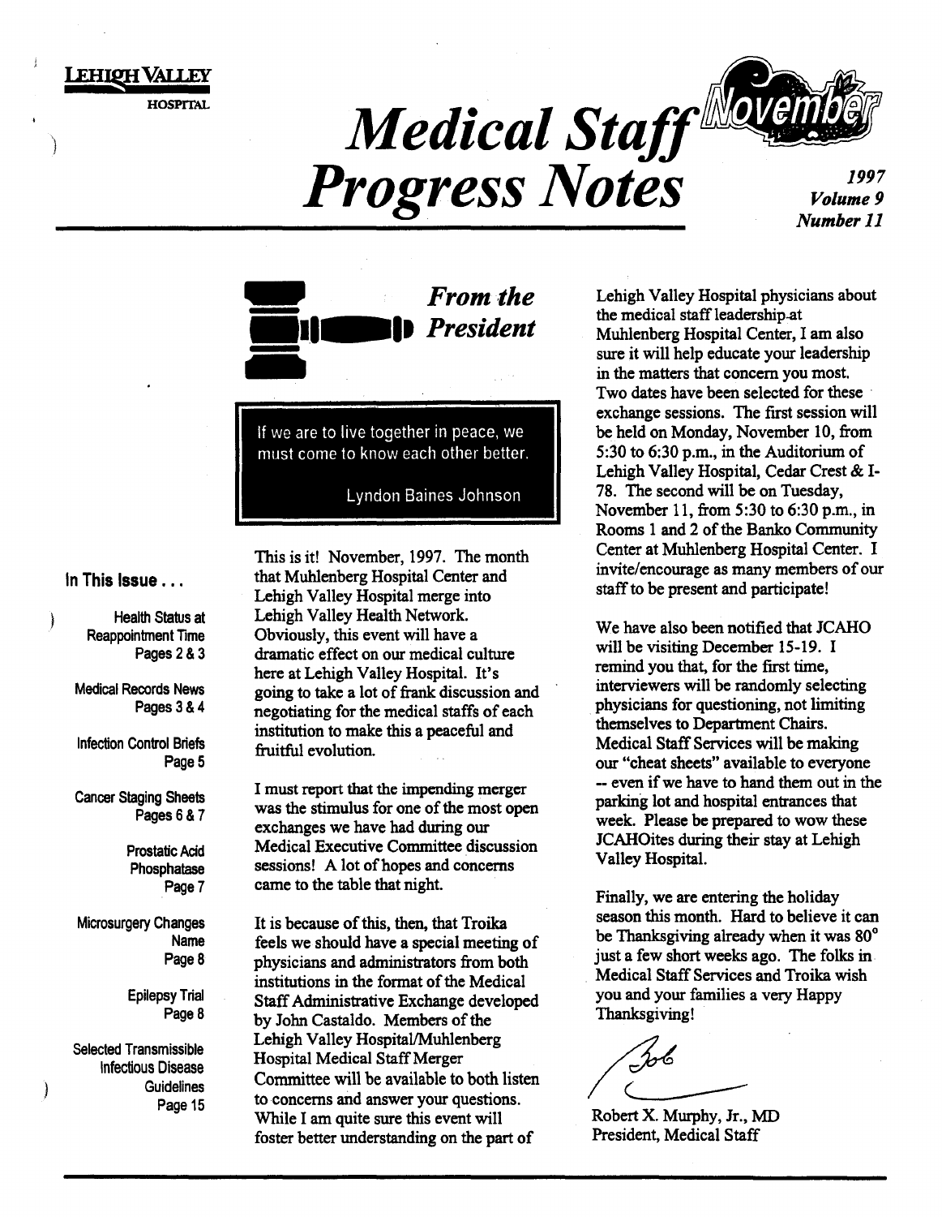LEHIGH VALLEY HOSPITAL

# Medical Staff Progress Notes

November 1997
Volume 9
Number 11

## From the President

> If we are to live together in peace, we must come to know each other better.
>
> Lyndon Baines Johnson

This is it! November, 1997. The month that Muhlenberg Hospital Center and Lehigh Valley Hospital merge into Lehigh Valley Health Network. Obviously, this event will have a dramatic effect on our medical culture here at Lehigh Valley Hospital. It's going to take a lot of frank discussion and negotiating for the medical staffs of each institution to make this a peaceful and fruitful evolution.

I must report that the impending merger was the stimulus for one of the most open exchanges we have had during our Medical Executive Committee discussion sessions! A lot of hopes and concerns came to the table that night.

It is because of this, then, that Troika feels we should have a special meeting of physicians and administrators from both institutions in the format of the Medical Staff Administrative Exchange developed by John Castaldo. Members of the Lehigh Valley Hospital/Muhlenberg Hospital Medical Staff Merger Committee will be available to both listen to concerns and answer your questions. While I am quite sure this event will foster better understanding on the part of Lehigh Valley Hospital physicians about the medical staff leadership at Muhlenberg Hospital Center, I am also sure it will help educate your leadership in the matters that concern you most. Two dates have been selected for these exchange sessions. The first session will be held on Monday, November 10, from 5:30 to 6:30 p.m., in the Auditorium of Lehigh Valley Hospital, Cedar Crest & I-78. The second will be on Tuesday, November 11, from 5:30 to 6:30 p.m., in Rooms 1 and 2 of the Banko Community Center at Muhlenberg Hospital Center. I invite/encourage as many members of our staff to be present and participate!

We have also been notified that JCAHO will be visiting December 15-19. I remind you that, for the first time, interviewers will be randomly selecting physicians for questioning, not limiting themselves to Department Chairs. Medical Staff Services will be making our "cheat sheets" available to everyone -- even if we have to hand them out in the parking lot and hospital entrances that week. Please be prepared to wow these JCAHOites during their stay at Lehigh Valley Hospital.

Finally, we are entering the holiday season this month. Hard to believe it can be Thanksgiving already when it was 80° just a few short weeks ago. The folks in Medical Staff Services and Troika wish you and your families a very Happy Thanksgiving!

Bob

Robert X. Murphy, Jr., MD
President, Medical Staff

### In This Issue . . .

- Health Status at Reappointment Time — Pages 2 & 3
- Medical Records News — Pages 3 & 4
- Infection Control Briefs — Page 5
- Cancer Staging Sheets — Pages 6 & 7
- Prostatic Acid Phosphatase — Page 7
- Microsurgery Changes Name — Page 8
- Epilepsy Trial — Page 8
- Selected Transmissible Infectious Disease Guidelines — Page 15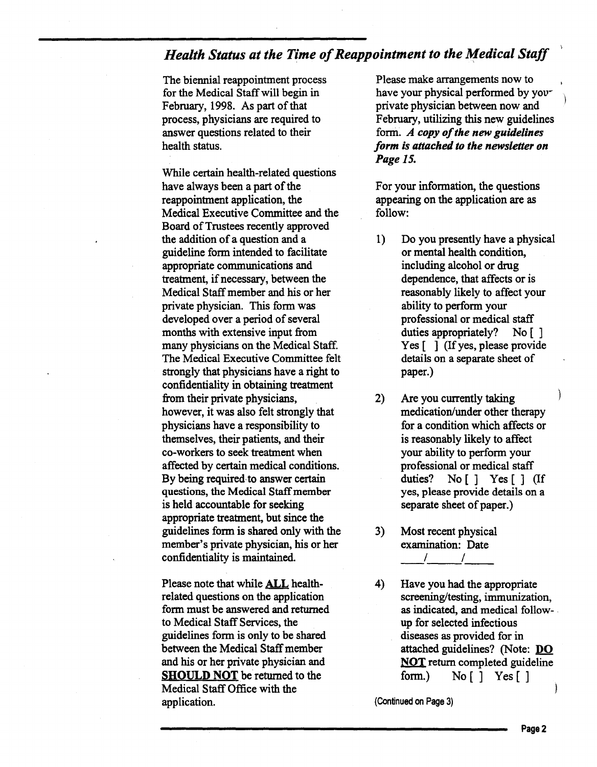## *Health Status at the Time of Reappointment to the Medical Staff*

The biennial reappointment process for the Medical Staff will begin in February, 1998. As part of that process, physicians are required to answer questions related to their health status.

While certain health-related questions have always been a part of the reappointment application, the Medical Executive Committee and the Board of Trustees recently approved the addition of a question and a guideline form intended to facilitate appropriate communications and treatment, if necessary, between the Medical Staff member and his or her private physician. This form was developed over a period of several months with extensive input from many physicians on the Medical Staff. The Medical Executive Committee felt strongly that physicians have a right to confidentiality in obtaining treatment from their private physicians, however, it was also felt strongly that physicians have a responsibility to themselves, their patients, and their co-workers to seek treatment when affected by certain medical conditions. By being required to answer certain questions, the Medical Staff member is held accountable for seeking appropriate treatment, but since the guidelines form is shared only with the member's private physician, his or her confidentiality is maintained.

Please note that while **ALL** health-related questions on the application form must be answered and returned to Medical Staff Services, the guidelines form is only to be shared between the Medical Staff member and his or her private physician and **SHOULD NOT** be returned to the Medical Staff Office with the application.

Please make arrangements now to have your physical performed by your private physician between now and February, utilizing this new guidelines form. ***A copy of the new guidelines form is attached to the newsletter on Page 15.***

For your information, the questions appearing on the application are as follow:

1) Do you presently have a physical or mental health condition, including alcohol or drug dependence, that affects or is reasonably likely to affect your ability to perform your professional or medical staff duties appropriately? No [ ] Yes [ ] (If yes, please provide details on a separate sheet of paper.)

2) Are you currently taking medication/under other therapy for a condition which affects or is reasonably likely to affect your ability to perform your professional or medical staff duties? No [ ] Yes [ ] (If yes, please provide details on a separate sheet of paper.)

3) Most recent physical examination: Date \_\_\_\_/\_\_\_\_\_/\_\_\_\_\_

4) Have you had the appropriate screening/testing, immunization, as indicated, and medical follow-up for selected infectious diseases as provided for in attached guidelines? (Note: **DO NOT** return completed guideline form.) No [ ] Yes [ ]

(Continued on Page 3)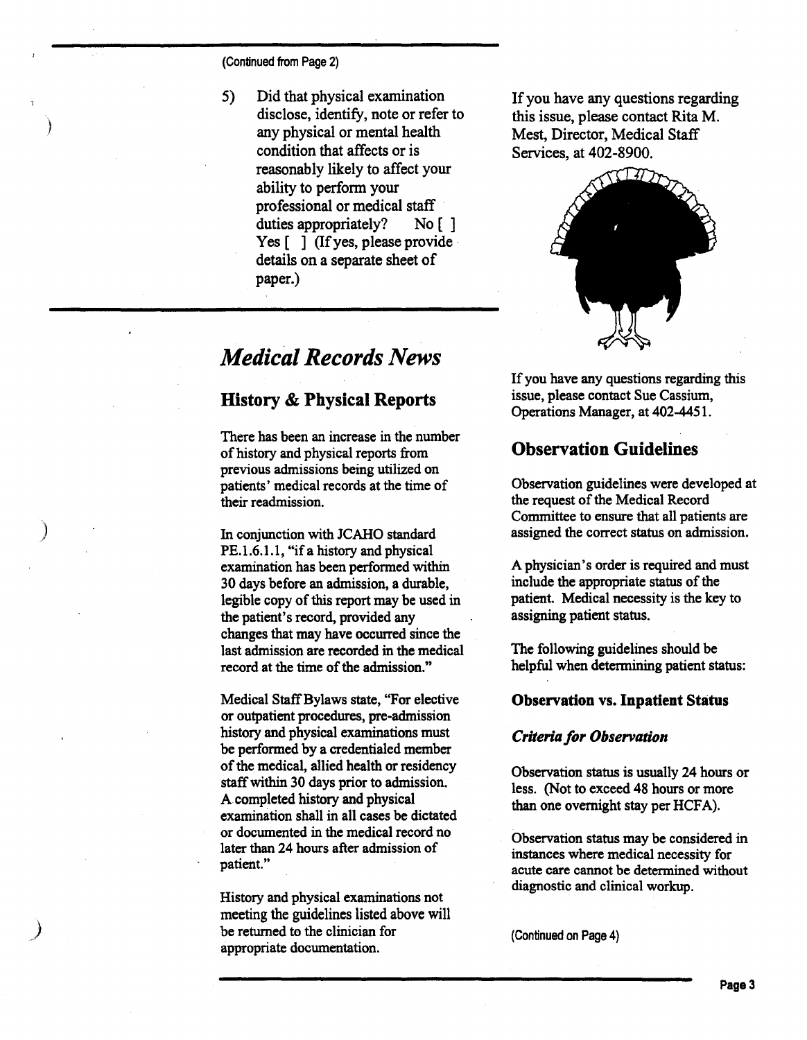(Continued from Page 2)

5) Did that physical examination disclose, identify, note or refer to any physical or mental health condition that affects or is reasonably likely to affect your ability to perform your professional or medical staff duties appropriately? No [ ] Yes [ ] (If yes, please provide details on a separate sheet of paper.)

If you have any questions regarding this issue, please contact Rita M. Mest, Director, Medical Staff Services, at 402-8900.

# *Medical Records News*

## History & Physical Reports

There has been an increase in the number of history and physical reports from previous admissions being utilized on patients' medical records at the time of their readmission.

In conjunction with JCAHO standard PE.1.6.1.1, "if a history and physical examination has been performed within 30 days before an admission, a durable, legible copy of this report may be used in the patient's record, provided any changes that may have occurred since the last admission are recorded in the medical record at the time of the admission."

Medical Staff Bylaws state, "For elective or outpatient procedures, pre-admission history and physical examinations must be performed by a credentialed member of the medical, allied health or residency staff within 30 days prior to admission. A completed history and physical examination shall in all cases be dictated or documented in the medical record no later than 24 hours after admission of patient."

History and physical examinations not meeting the guidelines listed above will be returned to the clinician for appropriate documentation.

If you have any questions regarding this issue, please contact Sue Cassium, Operations Manager, at 402-4451.

## Observation Guidelines

Observation guidelines were developed at the request of the Medical Record Committee to ensure that all patients are assigned the correct status on admission.

A physician's order is required and must include the appropriate status of the patient. Medical necessity is the key to assigning patient status.

The following guidelines should be helpful when determining patient status:

### Observation vs. Inpatient Status

***Criteria for Observation***

Observation status is usually 24 hours or less. (Not to exceed 48 hours or more than one overnight stay per HCFA).

Observation status may be considered in instances where medical necessity for acute care cannot be determined without diagnostic and clinical workup.

(Continued on Page 4)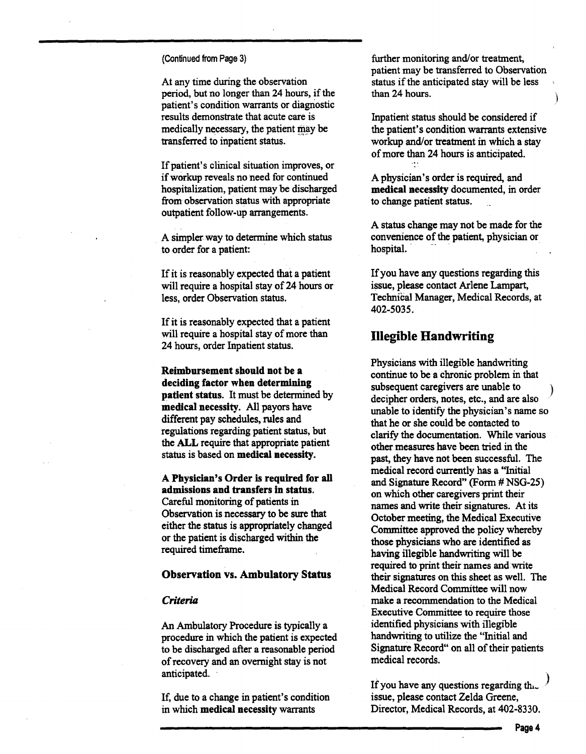(Continued from Page 3)

At any time during the observation period, but no longer than 24 hours, if the patient's condition warrants or diagnostic results demonstrate that acute care is medically necessary, the patient may be transferred to inpatient status.

If patient's clinical situation improves, or if workup reveals no need for continued hospitalization, patient may be discharged from observation status with appropriate outpatient follow-up arrangements.

A simpler way to determine which status to order for a patient:

If it is reasonably expected that a patient will require a hospital stay of 24 hours or less, order Observation status.

If it is reasonably expected that a patient will require a hospital stay of more than 24 hours, order Inpatient status.

**Reimbursement should not be a deciding factor when determining patient status.** It must be determined by **medical necessity**. All payors have different pay schedules, rules and regulations regarding patient status, but the **ALL** require that appropriate patient status is based on **medical necessity**.

**A Physician's Order is required for all admissions and transfers in status.** Careful monitoring of patients in Observation is necessary to be sure that either the status is appropriately changed or the patient is discharged within the required timeframe.

### Observation vs. Ambulatory Status

#### *Criteria*

An Ambulatory Procedure is typically a procedure in which the patient is expected to be discharged after a reasonable period of recovery and an overnight stay is not anticipated.

If, due to a change in patient's condition in which **medical necessity** warrants further monitoring and/or treatment, patient may be transferred to Observation status if the anticipated stay will be less than 24 hours.

Inpatient status should be considered if the patient's condition warrants extensive workup and/or treatment in which a stay of more than 24 hours is anticipated.

A physician's order is required, and **medical necessity** documented, in order to change patient status.

A status change may not be made for the convenience of the patient, physician or hospital.

If you have any questions regarding this issue, please contact Arlene Lampart, Technical Manager, Medical Records, at 402-5035.

## Illegible Handwriting

Physicians with illegible handwriting continue to be a chronic problem in that subsequent caregivers are unable to decipher orders, notes, etc., and are also unable to identify the physician's name so that he or she could be contacted to clarify the documentation. While various other measures have been tried in the past, they have not been successful. The medical record currently has a "Initial and Signature Record" (Form # NSG-25) on which other caregivers print their names and write their signatures. At its October meeting, the Medical Executive Committee approved the policy whereby those physicians who are identified as having illegible handwriting will be required to print their names and write their signatures on this sheet as well. The Medical Record Committee will now make a recommendation to the Medical Executive Committee to require those identified physicians with illegible handwriting to utilize the "Initial and Signature Record" on all of their patients medical records.

If you have any questions regarding this issue, please contact Zelda Greene, Director, Medical Records, at 402-8330.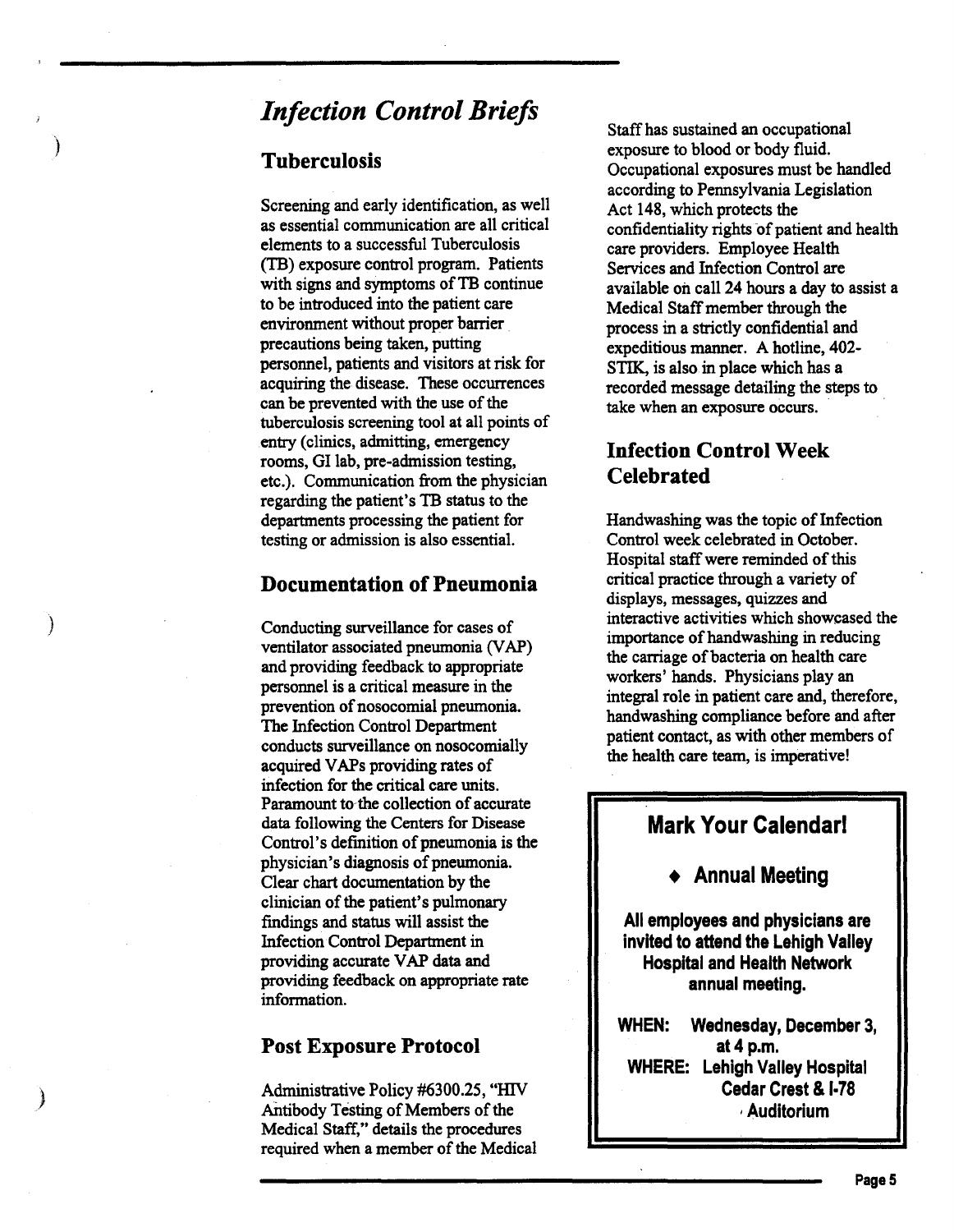# *Infection Control Briefs*

## Tuberculosis

Screening and early identification, as well as essential communication are all critical elements to a successful Tuberculosis (TB) exposure control program. Patients with signs and symptoms of TB continue to be introduced into the patient care environment without proper barrier precautions being taken, putting personnel, patients and visitors at risk for acquiring the disease. These occurrences can be prevented with the use of the tuberculosis screening tool at all points of entry (clinics, admitting, emergency rooms, GI lab, pre-admission testing, etc.). Communication from the physician regarding the patient's TB status to the departments processing the patient for testing or admission is also essential.

## Documentation of Pneumonia

Conducting surveillance for cases of ventilator associated pneumonia (VAP) and providing feedback to appropriate personnel is a critical measure in the prevention of nosocomial pneumonia. The Infection Control Department conducts surveillance on nosocomially acquired VAPs providing rates of infection for the critical care units. Paramount to the collection of accurate data following the Centers for Disease Control's definition of pneumonia is the physician's diagnosis of pneumonia. Clear chart documentation by the clinician of the patient's pulmonary findings and status will assist the Infection Control Department in providing accurate VAP data and providing feedback on appropriate rate information.

## Post Exposure Protocol

Administrative Policy #6300.25, "HIV Antibody Testing of Members of the Medical Staff," details the procedures required when a member of the Medical Staff has sustained an occupational exposure to blood or body fluid. Occupational exposures must be handled according to Pennsylvania Legislation Act 148, which protects the confidentiality rights of patient and health care providers. Employee Health Services and Infection Control are available on call 24 hours a day to assist a Medical Staff member through the process in a strictly confidential and expeditious manner. A hotline, 402-STIK, is also in place which has a recorded message detailing the steps to take when an exposure occurs.

## Infection Control Week Celebrated

Handwashing was the topic of Infection Control week celebrated in October. Hospital staff were reminded of this critical practice through a variety of displays, messages, quizzes and interactive activities which showcased the importance of handwashing in reducing the carriage of bacteria on health care workers' hands. Physicians play an integral role in patient care and, therefore, handwashing compliance before and after patient contact, as with other members of the health care team, is imperative!

## Mark Your Calendar!

- **Annual Meeting**

**All employees and physicians are invited to attend the Lehigh Valley Hospital and Health Network annual meeting.**

**WHEN:** Wednesday, December 3, at 4 p.m.
**WHERE:** Lehigh Valley Hospital Cedar Crest & I-78 Auditorium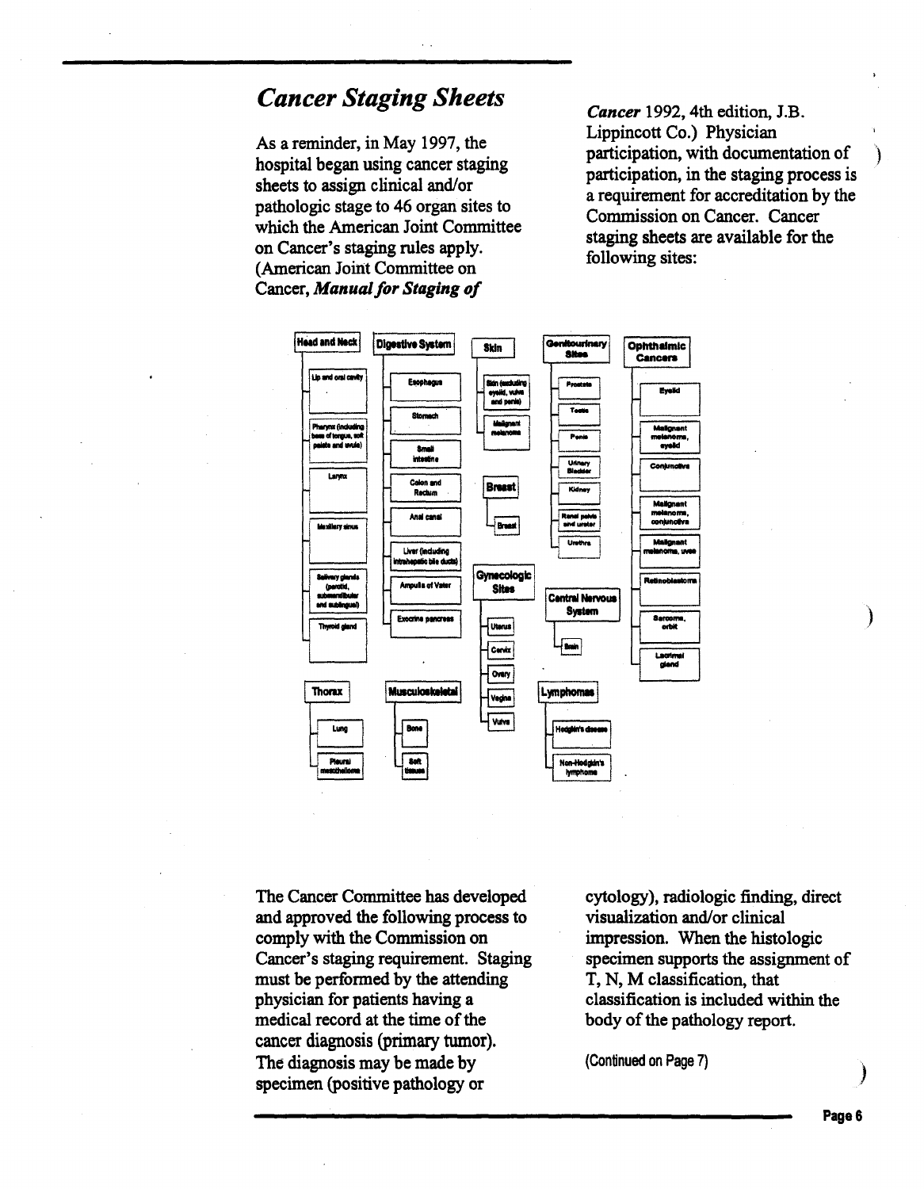## *Cancer Staging Sheets*

As a reminder, in May 1997, the hospital began using cancer staging sheets to assign clinical and/or pathologic stage to 46 organ sites to which the American Joint Committee on Cancer's staging rules apply. (American Joint Committee on Cancer, ***Manual for Staging of Cancer*** 1992, 4th edition, J.B. Lippincott Co.) Physician participation, with documentation of participation, in the staging process is a requirement for accreditation by the Commission on Cancer. Cancer staging sheets are available for the following sites:

- **Head and Neck**
  - Lip and oral cavity
  - Pharynx (including base of tongue, soft palate and uvula)
  - Larynx
  - Maxillary sinus
  - Salivary glands (parotid, submandibular and sublingual)
  - Thyroid gland
- **Digestive System**
  - Esophagus
  - Stomach
  - Small intestine
  - Colon and Rectum
  - Anal canal
  - Liver (including intrahepatic bile ducts)
  - Ampulla of Vater
  - Exocrine pancreas
- **Skin**
  - Skin (excluding eyelid, vulva and penis)
  - Malignant melanoma
- **Breast**
  - Breast
- **Gynecologic Sites**
  - Uterus
  - Cervix
  - Ovary
  - Vagina
  - Vulva
- **Genitourinary Sites**
  - Prostate
  - Testis
  - Penis
  - Urinary Bladder
  - Kidney
  - Renal pelvis and ureter
  - Urethra
- **Central Nervous System**
  - Brain
- **Lymphomas**
  - Hodgkin's disease
  - Non-Hodgkin's lymphoma
- **Ophthalmic Cancers**
  - Eyelid
  - Malignant melanoma, eyelid
  - Conjunctiva
  - Malignant melanoma, conjunctiva
  - Malignant melanoma, uvea
  - Retinoblastoma
  - Sarcoma, orbit
  - Lacrimal gland
- **Thorax**
  - Lung
  - Pleural mesothelioma
- **Musculoskeletal**
  - Bone
  - Soft tissues

The Cancer Committee has developed and approved the following process to comply with the Commission on Cancer's staging requirement. Staging must be performed by the attending physician for patients having a medical record at the time of the cancer diagnosis (primary tumor). The diagnosis may be made by specimen (positive pathology or cytology), radiologic finding, direct visualization and/or clinical impression. When the histologic specimen supports the assignment of T, N, M classification, that classification is included within the body of the pathology report.

(Continued on Page 7)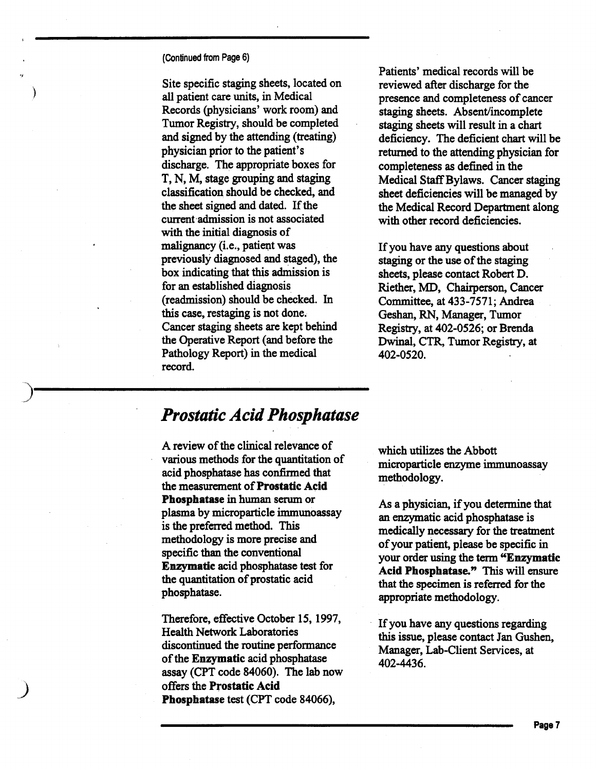(Continued from Page 6)

Site specific staging sheets, located on all patient care units, in Medical Records (physicians' work room) and Tumor Registry, should be completed and signed by the attending (treating) physician prior to the patient's discharge. The appropriate boxes for T, N, M, stage grouping and staging classification should be checked, and the sheet signed and dated. If the current admission is not associated with the initial diagnosis of malignancy (i.e., patient was previously diagnosed and staged), the box indicating that this admission is for an established diagnosis (readmission) should be checked. In this case, restaging is not done. Cancer staging sheets are kept behind the Operative Report (and before the Pathology Report) in the medical record.

Patients' medical records will be reviewed after discharge for the presence and completeness of cancer staging sheets. Absent/incomplete staging sheets will result in a chart deficiency. The deficient chart will be returned to the attending physician for completeness as defined in the Medical Staff Bylaws. Cancer staging sheet deficiencies will be managed by the Medical Record Department along with other record deficiencies.

If you have any questions about staging or the use of the staging sheets, please contact Robert D. Riether, MD, Chairperson, Cancer Committee, at 433-7571; Andrea Geshan, RN, Manager, Tumor Registry, at 402-0526; or Brenda Dwinal, CTR, Tumor Registry, at 402-0520.

## *Prostatic Acid Phosphatase*

A review of the clinical relevance of various methods for the quantitation of acid phosphatase has confirmed that the measurement of **Prostatic Acid Phosphatase** in human serum or plasma by microparticle immunoassay is the preferred method. This methodology is more precise and specific than the conventional **Enzymatic** acid phosphatase test for the quantitation of prostatic acid phosphatase.

Therefore, effective October 15, 1997, Health Network Laboratories discontinued the routine performance of the **Enzymatic** acid phosphatase assay (CPT code 84060). The lab now offers the **Prostatic Acid Phosphatase** test (CPT code 84066), which utilizes the Abbott microparticle enzyme immunoassay methodology.

As a physician, if you determine that an enzymatic acid phosphatase is medically necessary for the treatment of your patient, please be specific in your order using the term **"Enzymatic Acid Phosphatase."** This will ensure that the specimen is referred for the appropriate methodology.

If you have any questions regarding this issue, please contact Jan Gushen, Manager, Lab-Client Services, at 402-4436.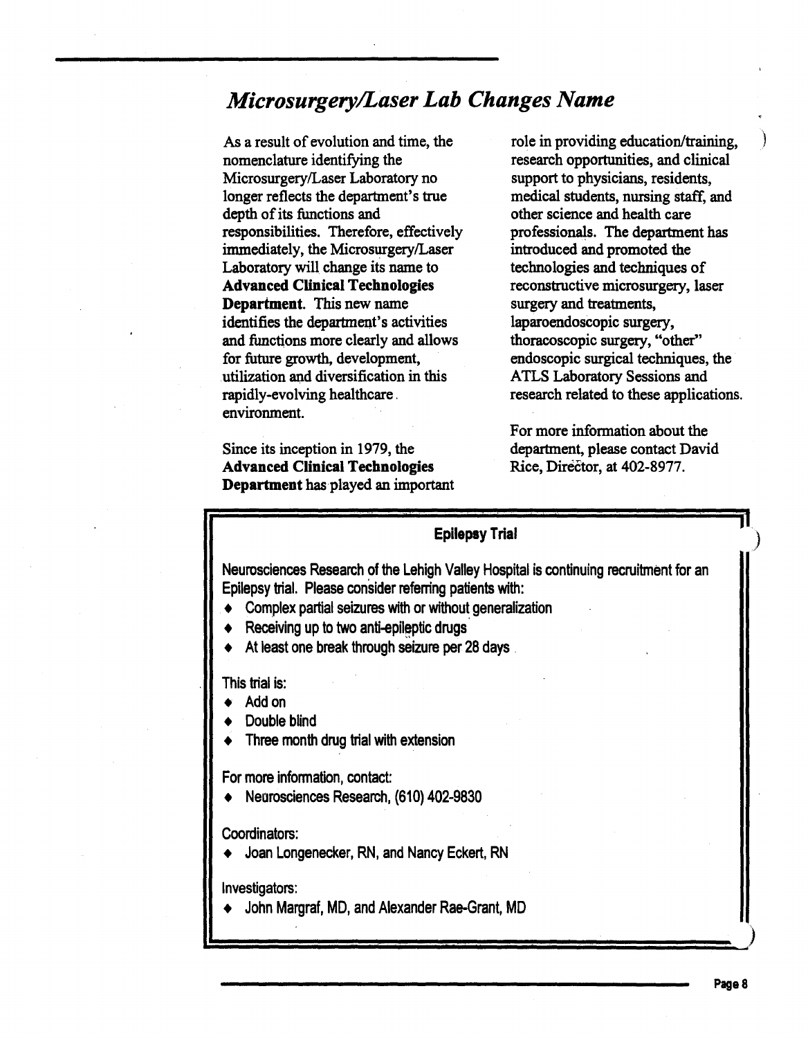## *Microsurgery/Laser Lab Changes Name*

As a result of evolution and time, the nomenclature identifying the Microsurgery/Laser Laboratory no longer reflects the department's true depth of its functions and responsibilities. Therefore, effectively immediately, the Microsurgery/Laser Laboratory will change its name to **Advanced Clinical Technologies Department**. This new name identifies the department's activities and functions more clearly and allows for future growth, development, utilization and diversification in this rapidly-evolving healthcare environment.

Since its inception in 1979, the **Advanced Clinical Technologies Department** has played an important role in providing education/training, research opportunities, and clinical support to physicians, nursing staff, residents, medical students, nursing staff, and other science and health care professionals. The department has introduced and promoted the technologies and techniques of reconstructive microsurgery, laser surgery and treatments, laparoendoscopic surgery, thoracoscopic surgery, "other" endoscopic surgical techniques, the ATLS Laboratory Sessions and research related to these applications.

For more information about the department, please contact David Rice, Director, at 402-8977.

**Epilepsy Trial**

Neurosciences Research of the Lehigh Valley Hospital is continuing recruitment for an Epilepsy trial. Please consider referring patients with:

- Complex partial seizures with or without generalization
- Receiving up to two anti-epileptic drugs
- At least one break through seizure per 28 days

This trial is:

- Add on
- Double blind
- Three month drug trial with extension

For more information, contact:

- Neurosciences Research, (610) 402-9830

Coordinators:

- Joan Longenecker, RN, and Nancy Eckert, RN

Investigators:

- John Margraf, MD, and Alexander Rae-Grant, MD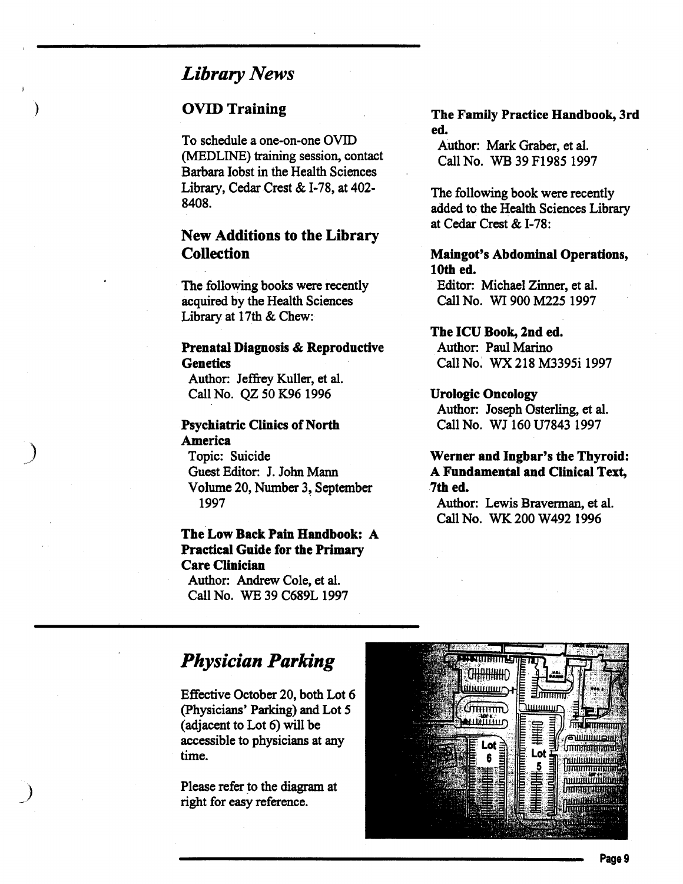## *Library News*

### OVID Training

To schedule a one-on-one OVID (MEDLINE) training session, contact Barbara Iobst in the Health Sciences Library, Cedar Crest & I-78, at 402-8408.

### New Additions to the Library Collection

The following books were recently acquired by the Health Sciences Library at 17th & Chew:

**Prenatal Diagnosis & Reproductive Genetics**
Author: Jeffrey Kuller, et al.
Call No. QZ 50 K96 1996

**Psychiatric Clinics of North America**
Topic: Suicide
Guest Editor: J. John Mann
Volume 20, Number 3, September 1997

**The Low Back Pain Handbook: A Practical Guide for the Primary Care Clinician**
Author: Andrew Cole, et al.
Call No. WE 39 C689L 1997

**The Family Practice Handbook, 3rd ed.**
Author: Mark Graber, et al.
Call No. WB 39 F1985 1997

The following book were recently added to the Health Sciences Library at Cedar Crest & I-78:

**Maingot's Abdominal Operations, 10th ed.**
Editor: Michael Zinner, et al.
Call No. WI 900 M225 1997

**The ICU Book, 2nd ed.**
Author: Paul Marino
Call No. WX 218 M3395i 1997

**Urologic Oncology**
Author: Joseph Osterling, et al.
Call No. WJ 160 U7843 1997

**Werner and Ingbar's the Thyroid: A Fundamental and Clinical Text, 7th ed.**
Author: Lewis Braverman, et al.
Call No. WK 200 W492 1996

## *Physician Parking*

Effective October 20, both Lot 6 (Physicians' Parking) and Lot 5 (adjacent to Lot 6) will be accessible to physicians at any time.

Please refer to the diagram at right for easy reference.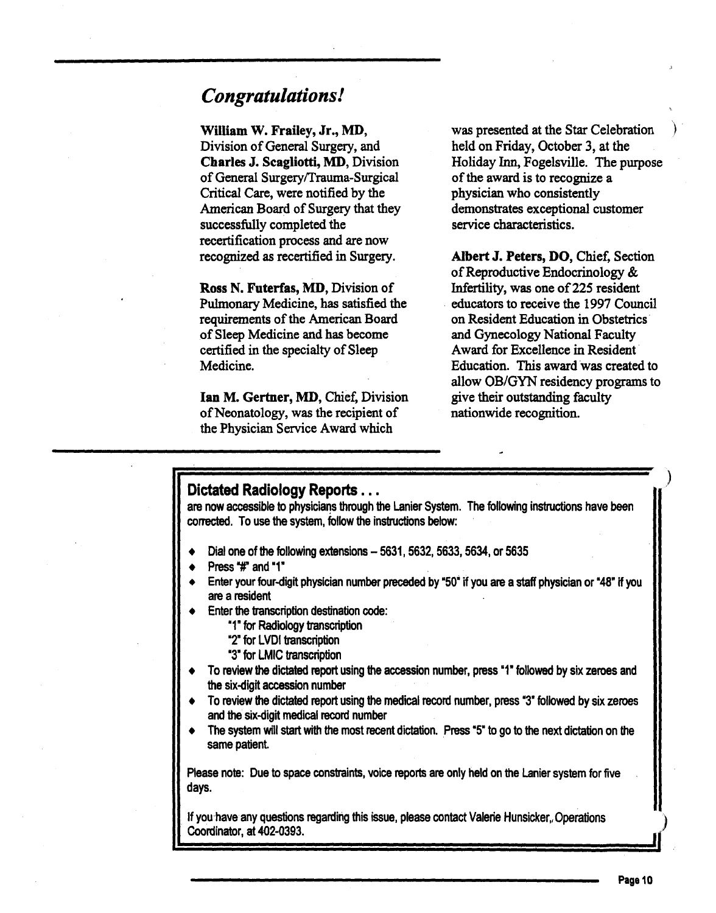## *Congratulations!*

**William W. Frailey, Jr., MD,** Division of General Surgery, and **Charles J. Scagliotti, MD,** Division of General Surgery/Trauma-Surgical Critical Care, were notified by the American Board of Surgery that they successfully completed the recertification process and are now recognized as recertified in Surgery.

**Ross N. Futerfas, MD,** Division of Pulmonary Medicine, has satisfied the requirements of the American Board of Sleep Medicine and has become certified in the specialty of Sleep Medicine.

**Ian M. Gertner, MD,** Chief, Division of Neonatology, was the recipient of the Physician Service Award which was presented at the Star Celebration held on Friday, October 3, at the Holiday Inn, Fogelsville. The purpose of the award is to recognize a physician who consistently demonstrates exceptional customer service characteristics.

**Albert J. Peters, DO,** Chief, Section of Reproductive Endocrinology & Infertility, was one of 225 resident educators to receive the 1997 Council on Resident Education in Obstetrics and Gynecology National Faculty Award for Excellence in Resident Education. This award was created to allow OB/GYN residency programs to give their outstanding faculty nationwide recognition.

### Dictated Radiology Reports . . .

are now accessible to physicians through the Lanier System. The following instructions have been corrected. To use the system, follow the instructions below:

- Dial one of the following extensions – 5631, 5632, 5633, 5634, or 5635
- Press "#" and "1"
- Enter your four-digit physician number preceded by "50" if you are a staff physician or "48" if you are a resident
- Enter the transcription destination code:
  - "1" for Radiology transcription
  - "2" for LVDI transcription
  - "3" for LMIC transcription
- To review the dictated report using the accession number, press "1" followed by six zeroes and the six-digit accession number
- To review the dictated report using the medical record number, press "3" followed by six zeroes and the six-digit medical record number
- The system will start with the most recent dictation. Press "5" to go to the next dictation on the same patient.

Please note: Due to space constraints, voice reports are only held on the Lanier system for five days.

If you have any questions regarding this issue, please contact Valerie Hunsicker, Operations Coordinator, at 402-0393.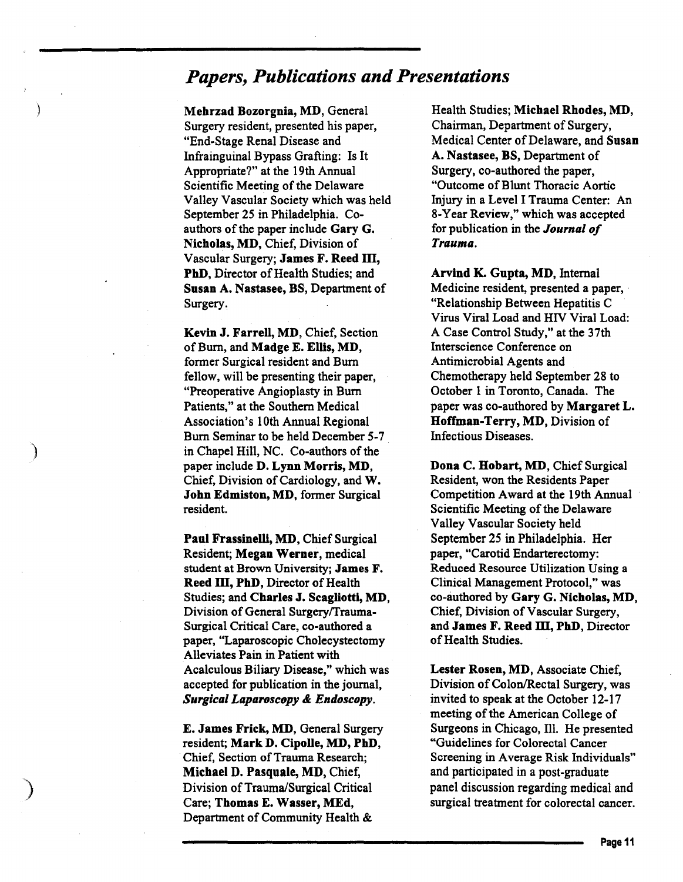## *Papers, Publications and Presentations*

**Mehrzad Bozorgnia, MD**, General Surgery resident, presented his paper, "End-Stage Renal Disease and Infrainguinal Bypass Grafting: Is It Appropriate?" at the 19th Annual Scientific Meeting of the Delaware Valley Vascular Society which was held September 25 in Philadelphia. Co-authors of the paper include **Gary G. Nicholas, MD**, Chief, Division of Vascular Surgery; **James F. Reed III, PhD**, Director of Health Studies; and **Susan A. Nastasee, BS**, Department of Surgery.

**Kevin J. Farrell, MD**, Chief, Section of Burn, and **Madge E. Ellis, MD**, former Surgical resident and Burn fellow, will be presenting their paper, "Preoperative Angioplasty in Burn Patients," at the Southern Medical Association's 10th Annual Regional Burn Seminar to be held December 5-7 in Chapel Hill, NC. Co-authors of the paper include **D. Lynn Morris, MD**, Chief, Division of Cardiology, and **W. John Edmiston, MD**, former Surgical resident.

**Paul Frassinelli, MD**, Chief Surgical Resident; **Megan Werner**, medical student at Brown University; **James F. Reed III, PhD**, Director of Health Studies; and **Charles J. Scagliotti, MD**, Division of General Surgery/Trauma-Surgical Critical Care, co-authored a paper, "Laparoscopic Cholecystectomy Alleviates Pain in Patient with Acalculous Biliary Disease," which was accepted for publication in the journal, ***Surgical Laparoscopy & Endoscopy***.

**E. James Frick, MD**, General Surgery resident; **Mark D. Cipolle, MD, PhD**, Chief, Section of Trauma Research; **Michael D. Pasquale, MD**, Chief, Division of Trauma/Surgical Critical Care; **Thomas E. Wasser, MEd**, Department of Community Health & Health Studies; **Michael Rhodes, MD**, Chairman, Department of Surgery, Medical Center of Delaware, and **Susan A. Nastasee, BS**, Department of Surgery, co-authored the paper, "Outcome of Blunt Thoracic Aortic Injury in a Level I Trauma Center: An 8-Year Review," which was accepted for publication in the ***Journal of Trauma***.

**Arvind K. Gupta, MD**, Internal Medicine resident, presented a paper, "Relationship Between Hepatitis C Virus Viral Load and HIV Viral Load: A Case Control Study," at the 37th Interscience Conference on Antimicrobial Agents and Chemotherapy held September 28 to October 1 in Toronto, Canada. The paper was co-authored by **Margaret L. Hoffman-Terry, MD**, Division of Infectious Diseases.

**Dona C. Hobart, MD**, Chief Surgical Resident, won the Residents Paper Competition Award at the 19th Annual Scientific Meeting of the Delaware Valley Vascular Society held September 25 in Philadelphia. Her paper, "Carotid Endarterectomy: Reduced Resource Utilization Using a Clinical Management Protocol," was co-authored by **Gary G. Nicholas, MD**, Chief, Division of Vascular Surgery, and **James F. Reed III, PhD**, Director of Health Studies.

**Lester Rosen, MD**, Associate Chief, Division of Colon/Rectal Surgery, was invited to speak at the October 12-17 meeting of the American College of Surgeons in Chicago, Ill. He presented "Guidelines for Colorectal Cancer Screening in Average Risk Individuals" and participated in a post-graduate panel discussion regarding medical and surgical treatment for colorectal cancer.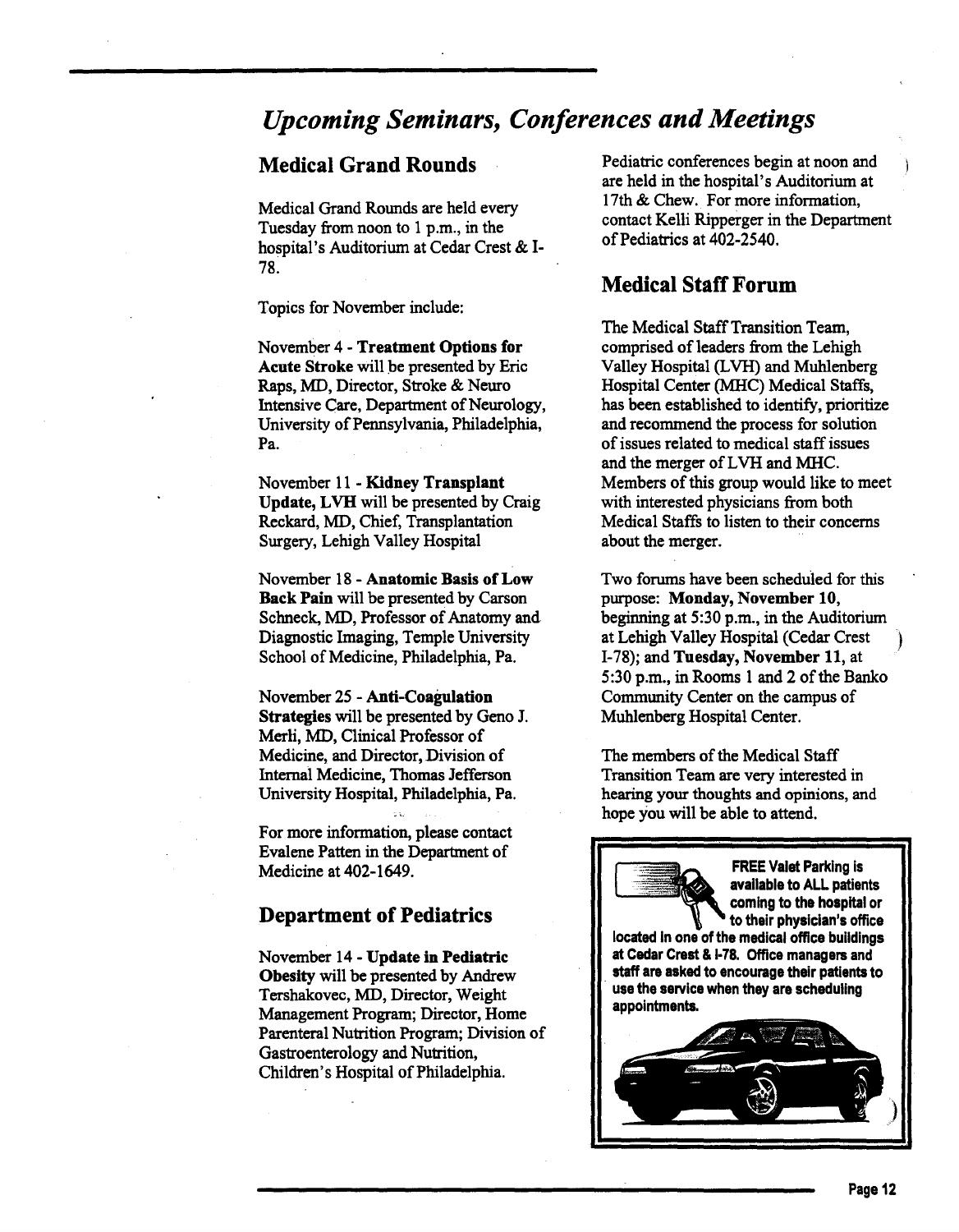# *Upcoming Seminars, Conferences and Meetings*

## Medical Grand Rounds

Medical Grand Rounds are held every Tuesday from noon to 1 p.m., in the hospital's Auditorium at Cedar Crest & I-78.

Topics for November include:

November 4 - **Treatment Options for Acute Stroke** will be presented by Eric Raps, MD, Director, Stroke & Neuro Intensive Care, Department of Neurology, University of Pennsylvania, Philadelphia, Pa.

November 11 - **Kidney Transplant Update, LVH** will be presented by Craig Reckard, MD, Chief, Transplantation Surgery, Lehigh Valley Hospital

November 18 - **Anatomic Basis of Low Back Pain** will be presented by Carson Schneck, MD, Professor of Anatomy and Diagnostic Imaging, Temple University School of Medicine, Philadelphia, Pa.

November 25 - **Anti-Coagulation Strategies** will be presented by Geno J. Merli, MD, Clinical Professor of Medicine, and Director, Division of Internal Medicine, Thomas Jefferson University Hospital, Philadelphia, Pa.

For more information, please contact Evalene Patten in the Department of Medicine at 402-1649.

## Department of Pediatrics

November 14 - **Update in Pediatric Obesity** will be presented by Andrew Tershakovec, MD, Director, Weight Management Program; Director, Home Parenteral Nutrition Program; Division of Gastroenterology and Nutrition, Children's Hospital of Philadelphia.

Pediatric conferences begin at noon and are held in the hospital's Auditorium at 17th & Chew. For more information, contact Kelli Ripperger in the Department of Pediatrics at 402-2540.

## Medical Staff Forum

The Medical Staff Transition Team, comprised of leaders from the Lehigh Valley Hospital (LVH) and Muhlenberg Hospital Center (MHC) Medical Staffs, has been established to identify, prioritize and recommend the process for solution of issues related to medical staff issues and the merger of LVH and MHC. Members of this group would like to meet with interested physicians from both Medical Staffs to listen to their concerns about the merger.

Two forums have been scheduled for this purpose: **Monday, November 10,** beginning at 5:30 p.m., in the Auditorium at Lehigh Valley Hospital (Cedar Crest I-78); and **Tuesday, November 11,** at 5:30 p.m., in Rooms 1 and 2 of the Banko Community Center on the campus of Muhlenberg Hospital Center.

The members of the Medical Staff Transition Team are very interested in hearing your thoughts and opinions, and hope you will be able to attend.

**FREE Valet Parking is available to ALL patients coming to the hospital or to their physician's office located in one of the medical office buildings at Cedar Crest & I-78. Office managers and staff are asked to encourage their patients to use the service when they are scheduling appointments.**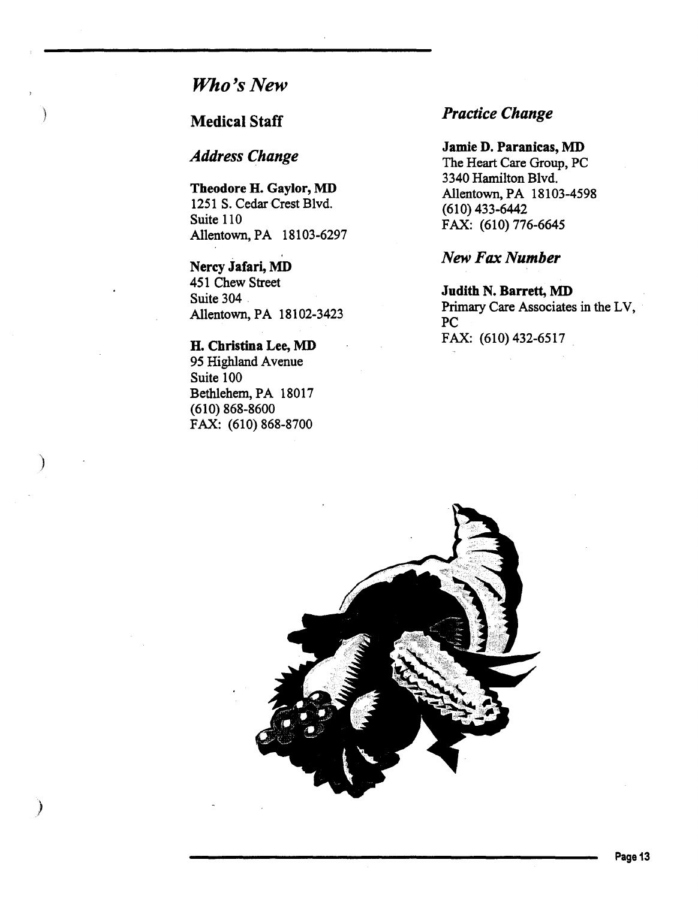## *Who's New*

### Medical Staff

### *Address Change*

**Theodore H. Gaylor, MD**
1251 S. Cedar Crest Blvd.
Suite 110
Allentown, PA 18103-6297

**Nercy Jafari, MD**
451 Chew Street
Suite 304
Allentown, PA 18102-3423

**H. Christina Lee, MD**
95 Highland Avenue
Suite 100
Bethlehem, PA 18017
(610) 868-8600
FAX: (610) 868-8700

### *Practice Change*

**Jamie D. Paranicas, MD**
The Heart Care Group, PC
3340 Hamilton Blvd.
Allentown, PA 18103-4598
(610) 433-6442
FAX: (610) 776-6645

### *New Fax Number*

**Judith N. Barrett, MD**
Primary Care Associates in the LV, PC
FAX: (610) 432-6517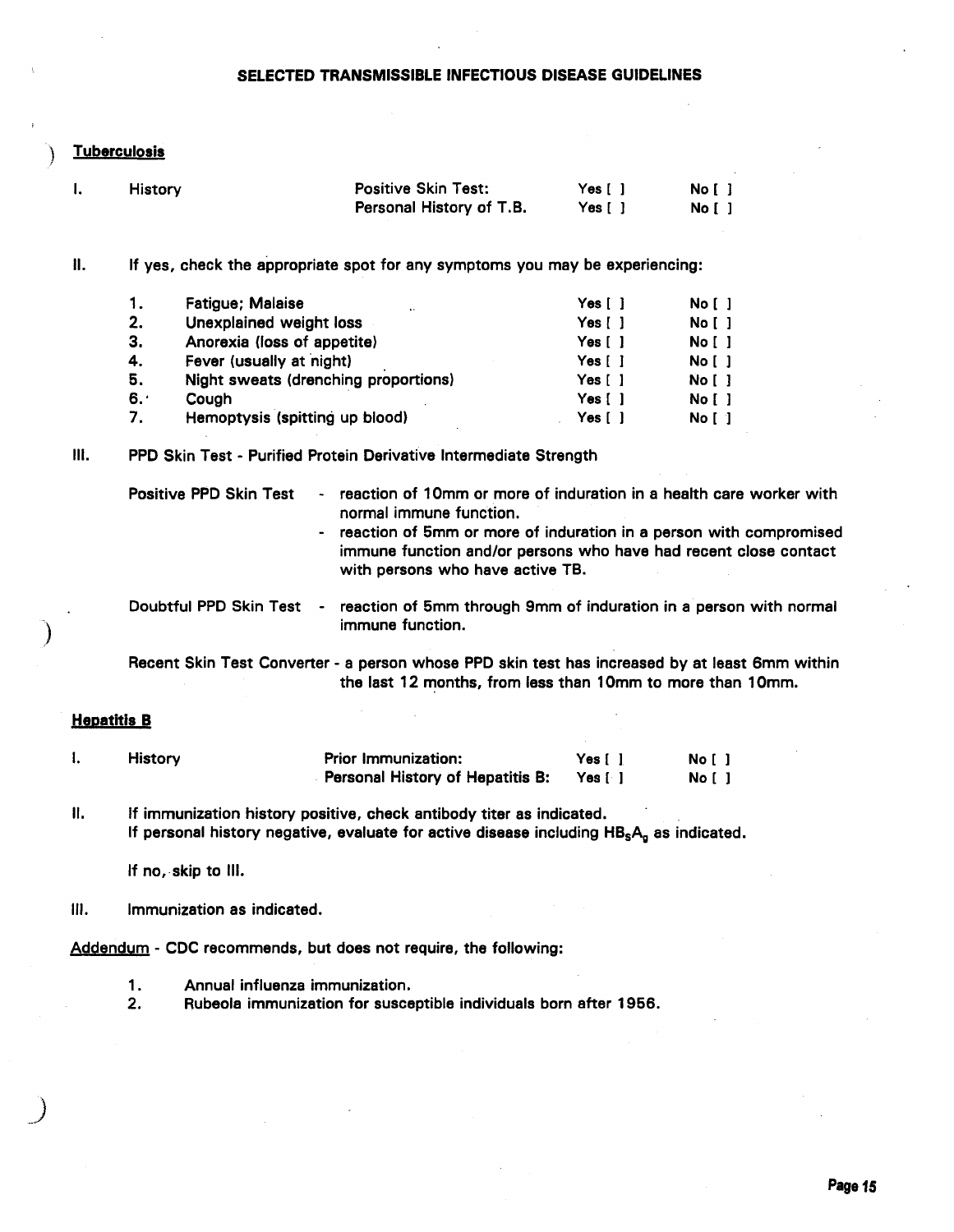# SELECTED TRANSMISSIBLE INFECTIOUS DISEASE GUIDELINES

## Tuberculosis

I. History

| | | |
|---|---|---|
| Positive Skin Test: | Yes [ ] | No [ ] |
| Personal History of T.B. | Yes [ ] | No [ ] |

II. If yes, check the appropriate spot for any symptoms you may be experiencing:

| | | | |
|---|---|---|---|
| 1. | Fatigue; Malaise | Yes [ ] | No [ ] |
| 2. | Unexplained weight loss | Yes [ ] | No [ ] |
| 3. | Anorexia (loss of appetite) | Yes [ ] | No [ ] |
| 4. | Fever (usually at night) | Yes [ ] | No [ ] |
| 5. | Night sweats (drenching proportions) | Yes [ ] | No [ ] |
| 6. | Cough | Yes [ ] | No [ ] |
| 7. | Hemoptysis (spitting up blood) | Yes [ ] | No [ ] |

III. PPD Skin Test - Purified Protein Derivative Intermediate Strength

Positive PPD Skin Test
- reaction of 10mm or more of induration in a health care worker with normal immune function.
- reaction of 5mm or more of induration in a person with compromised immune function and/or persons who have had recent close contact with persons who have active TB.

Doubtful PPD Skin Test
- reaction of 5mm through 9mm of induration in a person with normal immune function.

Recent Skin Test Converter - a person whose PPD skin test has increased by at least 6mm within the last 12 months, from less than 10mm to more than 10mm.

## Hepatitis B

I. History

| | | |
|---|---|---|
| Prior Immunization: | Yes [ ] | No [ ] |
| Personal History of Hepatitis B: | Yes [ ] | No [ ] |

II. If immunization history positive, check antibody titer as indicated.
If personal history negative, evaluate for active disease including $HB_sA_g$ as indicated.

If no, skip to III.

III. Immunization as indicated.

Addendum - CDC recommends, but does not require, the following:

1. Annual influenza immunization.
2. Rubeola immunization for susceptible individuals born after 1956.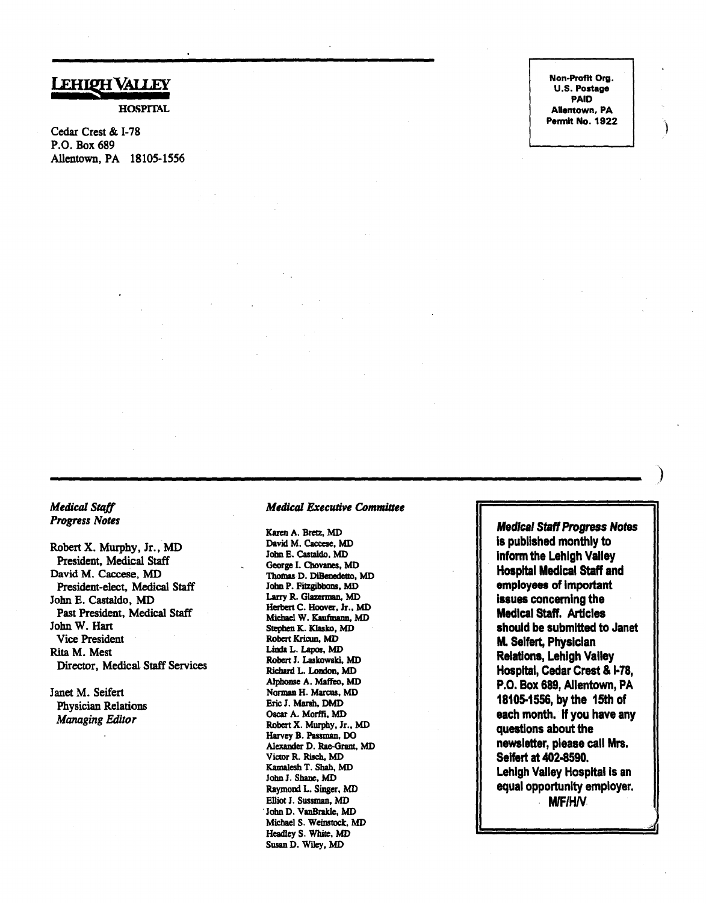**LEHIGH VALLEY**
HOSPITAL

Cedar Crest & I-78
P.O. Box 689
Allentown, PA 18105-1556

Non-Profit Org.
U.S. Postage
PAID
Allentown, PA
Permit No. 1922

---

*Medical Staff Progress Notes*

Robert X. Murphy, Jr., MD
President, Medical Staff
David M. Caccese, MD
President-elect, Medical Staff
John E. Castaldo, MD
Past President, Medical Staff
John W. Hart
Vice President
Rita M. Mest
Director, Medical Staff Services

Janet M. Seifert
Physician Relations
*Managing Editor*

*Medical Executive Committee*

Karen A. Bretz, MD
David M. Caccese, MD
John E. Castaldo, MD
George I. Chovanes, MD
Thomas D. DiBenedetto, MD
John P. Fitzgibbons, MD
Larry R. Glazerman, MD
Herbert C. Hoover, Jr., MD
Michael W. Kaufmann, MD
Stephen K. Klasko, MD
Robert Kricun, MD
Linda L. Lapos, MD
Robert J. Laskowski, MD
Richard L. London, MD
Alphonse A. Maffeo, MD
Norman H. Marcus, MD
Eric J. Marsh, DMD
Oscar A. Morffi, MD
Robert X. Murphy, Jr., MD
Harvey B. Passman, DO
Alexander D. Rae-Grant, MD
Victor R. Risch, MD
Kamalesh T. Shah, MD
John J. Shane, MD
Raymond L. Singer, MD
Elliot J. Sussman, MD
John D. VanBrakle, MD
Michael S. Weinstock, MD
Headley S. White, MD
Susan D. Wiley, MD

***Medical Staff Progress Notes*** **is published monthly to inform the Lehigh Valley Hospital Medical Staff and employees of important issues concerning the Medical Staff. Articles should be submitted to Janet M. Seifert, Physician Relations, Lehigh Valley Hospital, Cedar Crest & I-78, P.O. Box 689, Allentown, PA 18105-1556, by the 15th of each month. If you have any questions about the newsletter, please call Mrs. Seifert at 402-8590.**
**Lehigh Valley Hospital is an equal opportunity employer. M/F/H/V**